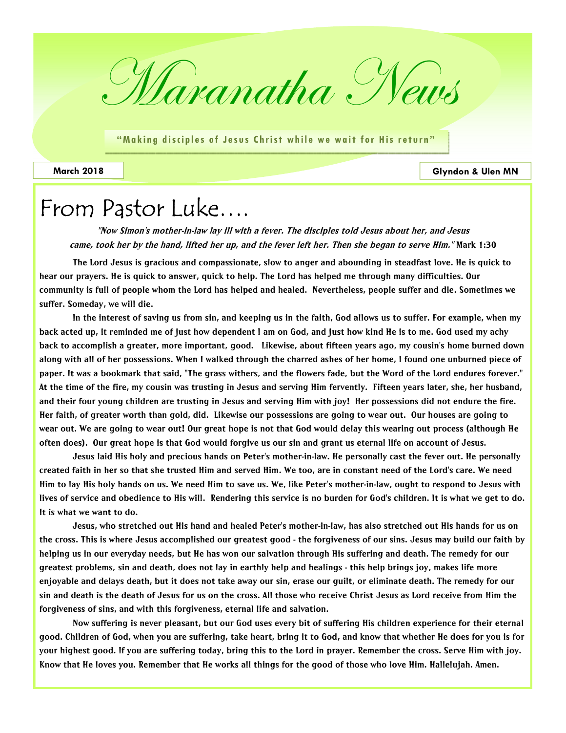# Maranatha News

**"Making disciples of Jesus Christ while we wait for His return"**

**March 2018** | **Glyndon & Ulen MN**

## From Pastor Luke....

*"Now Simon's mother-in-law lay ill with a fever. The disciples told Jesus about her, and Jesus came, took her by the hand, lifted her up, and the fever left her. Then she began to serve Him."* **Mark 1:30**

The Lord Jesus is gracious and compassionate, slow to anger and abounding in steadfast love. He is quick to hear our prayers. He is quick to answer, quick to help. The Lord has helped me through many difficulties. Our community is full of people whom the Lord has helped and healed. Nevertheless, people suffer and die. Sometimes we suffer. Someday, we will die.

In the interest of saving us from sin, and keeping us in the faith, God allows us to suffer. For example, when my back acted up, it reminded me of just how dependent I am on God, and just how kind He is to me. God used my achy back to accomplish a greater, more important, good. Likewise, about fifteen years ago, my cousin's home burned down along with all of her possessions. When I walked through the charred ashes of her home, I found one unburned piece of paper. It was a bookmark that said, "The grass withers, and the flowers fade, but the Word of the Lord endures forever." At the time of the fire, my cousin was trusting in Jesus and serving Him fervently. Fifteen years later, she, her husband, and their four young children are trusting in Jesus and serving Him with joy! Her possessions did not endure the fire. Her faith, of greater worth than gold, did. Likewise our possessions are going to wear out. Our houses are going to wear out. We are going to wear out! Our great hope is not that God would delay this wearing out process (although He often does). Our great hope is that God would forgive us our sin and grant us eternal life on account of Jesus.

Jesus laid His holy and precious hands on Peter's mother-in-law. He personally cast the fever out. He personally created faith in her so that she trusted Him and served Him. We too, are in constant need of the Lord's care. We need Him to lay His holy hands on us. We need Him to save us. We, like Peter's mother-in-law, ought to respond to Jesus with lives of service and obedience to His will. Rendering this service is no burden for God's children. It is what we get to do. It is what we want to do.

Jesus, who stretched out His hand and healed Peter's mother-in-law, has also stretched out His hands for us on the cross. This is where Jesus accomplished our greatest good - the forgiveness of our sins. Jesus may build our faith by helping us in our everyday needs, but He has won our salvation through His suffering and death. The remedy for our greatest problems, sin and death, does not lay in earthly help and healings - this help brings joy, makes life more enjoyable and delays death, but it does not take away our sin, erase our guilt, or eliminate death. The remedy for our sin and death is the death of Jesus for us on the cross. All those who receive Christ Jesus as Lord receive from Him the forgiveness of sins, and with this forgiveness, eternal life and salvation.

Now suffering is never pleasant, but our God uses every bit of suffering His children experience for their eternal good. Children of God, when you are suffering, take heart, bring it to God, and know that whether He does for you is for your highest good. If you are suffering today, bring this to the Lord in prayer. Remember the cross. Serve Him with joy. Know that He loves you. Remember that He works all things for the good of those who love Him. Hallelujah. Amen.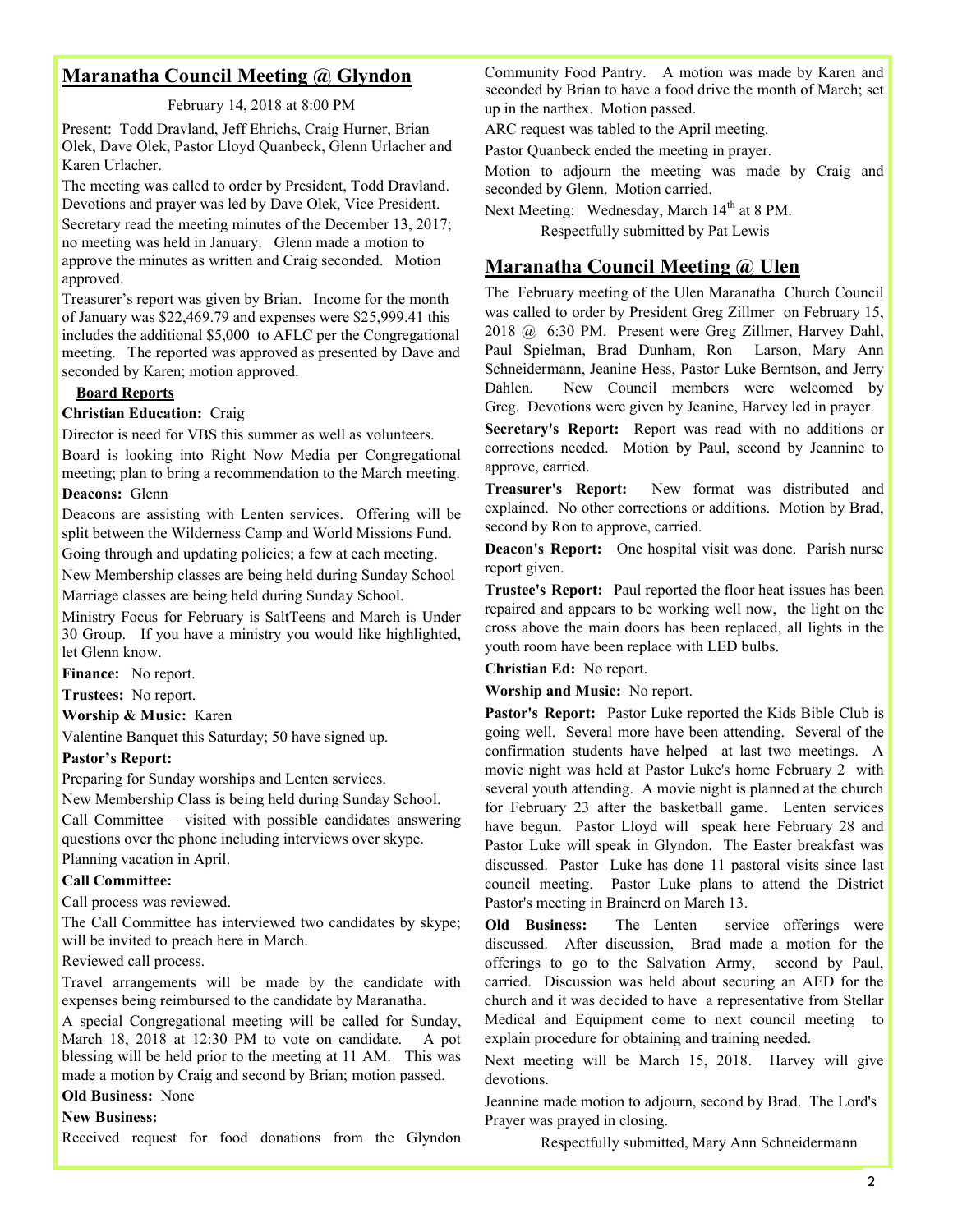## Maranatha Council Meeting @ Glyndon

February 14, 2018 at 8:00 PM

Present: Todd Dravland, Jeff Ehrichs, Craig Hurner, Brian Olek, Dave Olek, Pastor Lloyd Quanbeck, Glenn Urlacher and Karen Urlacher.

The meeting was called to order by President, Todd Dravland. Devotions and prayer was led by Dave Olek, Vice President.

Secretary read the meeting minutes of the December 13, 2017; no meeting was held in January. Glenn made a motion to approve the minutes as written and Craig seconded. Motion approved.

Treasurer's report was given by Brian. Income for the month of January was $22,469.79 and expenses were $25,999.41 this includes the additional $5,000 to AFLC per the Congregational meeting. The reported was approved as presented by Dave and seconded by Karen; motion approved.

**Board Reports**

**Christian Education:** Craig

Director is need for VBS this summer as well as volunteers.

Board is looking into Right Now Media per Congregational meeting; plan to bring a recommendation to the March meeting.

**Deacons:** Glenn

Deacons are assisting with Lenten services. Offering will be split between the Wilderness Camp and World Missions Fund.

Going through and updating policies; a few at each meeting.

New Membership classes are being held during Sunday School

Marriage classes are being held during Sunday School.

Ministry Focus for February is SaltTeens and March is Under 30 Group. If you have a ministry you would like highlighted, let Glenn know.

**Finance:** No report.

**Trustees:** No report.

**Worship & Music:** Karen

Valentine Banquet this Saturday; 50 have signed up.

**Pastor's Report:**

Preparing for Sunday worships and Lenten services.

New Membership Class is being held during Sunday School.

Call Committee – visited with possible candidates answering questions over the phone including interviews over skype.

Planning vacation in April.

**Call Committee:**

Call process was reviewed.

The Call Committee has interviewed two candidates by skype; will be invited to preach here in March.

Reviewed call process.

Travel arrangements will be made by the candidate with expenses being reimbursed to the candidate by Maranatha.

A special Congregational meeting will be called for Sunday, March 18, 2018 at 12:30 PM to vote on candidate. A pot blessing will be held prior to the meeting at 11 AM. This was made a motion by Craig and second by Brian; motion passed.

**Old Business:** None

**New Business:**

Received request for food donations from the Glyndon Community Food Pantry. A motion was made by Karen and seconded by Brian to have a food drive the month of March; set up in the narthex. Motion passed.

ARC request was tabled to the April meeting.

Pastor Quanbeck ended the meeting in prayer.

Motion to adjourn the meeting was made by Craig and seconded by Glenn. Motion carried.

Next Meeting: Wednesday, March 14th at 8 PM.

Respectfully submitted by Pat Lewis

## Maranatha Council Meeting @ Ulen

The February meeting of the Ulen Maranatha Church Council was called to order by President Greg Zillmer on February 15, 2018 @ 6:30 PM. Present were Greg Zillmer, Harvey Dahl, Paul Spielman, Brad Dunham, Ron Larson, Mary Ann Schneidermann, Jeanine Hess, Pastor Luke Berntson, and Jerry Dahlen. New Council members were welcomed by Greg. Devotions were given by Jeanine, Harvey led in prayer.

**Secretary's Report:** Report was read with no additions or corrections needed. Motion by Paul, second by Jeannine to approve, carried.

**Treasurer's Report:** New format was distributed and explained. No other corrections or additions. Motion by Brad, second by Ron to approve, carried.

**Deacon's Report:** One hospital visit was done. Parish nurse report given.

**Trustee's Report:** Paul reported the floor heat issues has been repaired and appears to be working well now, the light on the cross above the main doors has been replaced, all lights in the youth room have been replace with LED bulbs.

**Christian Ed:** No report.

**Worship and Music:** No report.

**Pastor's Report:** Pastor Luke reported the Kids Bible Club is going well. Several more have been attending. Several of the confirmation students have helped at last two meetings. A movie night was held at Pastor Luke's home February 2 with several youth attending. A movie night is planned at the church for February 23 after the basketball game. Lenten services have begun. Pastor Lloyd will speak here February 28 and Pastor Luke will speak in Glyndon. The Easter breakfast was discussed. Pastor Luke has done 11 pastoral visits since last council meeting. Pastor Luke plans to attend the District Pastor's meeting in Brainerd on March 13.

**Old Business:** The Lenten service offerings were discussed. After discussion, Brad made a motion for the offerings to go to the Salvation Army, second by Paul, carried. Discussion was held about securing an AED for the church and it was decided to have a representative from Stellar Medical and Equipment come to next council meeting to explain procedure for obtaining and training needed.

Next meeting will be March 15, 2018. Harvey will give devotions.

Jeannine made motion to adjourn, second by Brad. The Lord's Prayer was prayed in closing.

Respectfully submitted, Mary Ann Schneidermann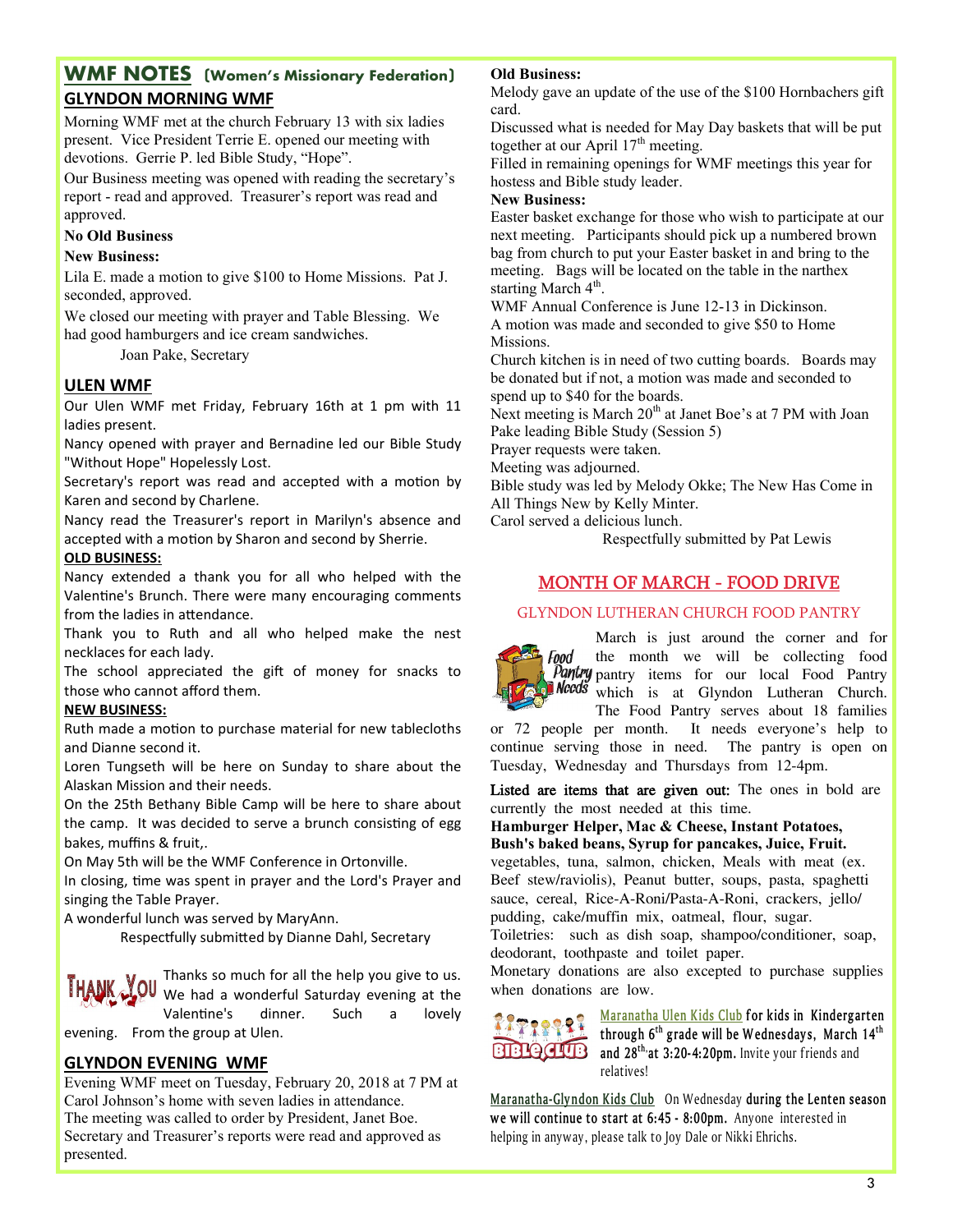## WMF NOTES (Women's Missionary Federation)

### GLYNDON MORNING WMF

Morning WMF met at the church February 13 with six ladies present. Vice President Terrie E. opened our meeting with devotions. Gerrie P. led Bible Study, "Hope".

Our Business meeting was opened with reading the secretary's report - read and approved. Treasurer's report was read and approved.

**No Old Business**

**New Business:**

Lila E. made a motion to give $100 to Home Missions. Pat J. seconded, approved.

We closed our meeting with prayer and Table Blessing. We had good hamburgers and ice cream sandwiches.

Joan Pake, Secretary

### ULEN WMF

Our Ulen WMF met Friday, February 16th at 1 pm with 11 ladies present.

Nancy opened with prayer and Bernadine led our Bible Study "Without Hope" Hopelessly Lost.

Secretary's report was read and accepted with a motion by Karen and second by Charlene.

Nancy read the Treasurer's report in Marilyn's absence and accepted with a motion by Sharon and second by Sherrie.

**OLD BUSINESS:**

Nancy extended a thank you for all who helped with the Valentine's Brunch. There were many encouraging comments from the ladies in attendance.

Thank you to Ruth and all who helped make the nest necklaces for each lady.

The school appreciated the gift of money for snacks to those who cannot afford them.

**NEW BUSINESS:**

Ruth made a motion to purchase material for new tablecloths and Dianne second it.

Loren Tungseth will be here on Sunday to share about the Alaskan Mission and their needs.

On the 25th Bethany Bible Camp will be here to share about the camp. It was decided to serve a brunch consisting of egg bakes, muffins & fruit,.

On May 5th will be the WMF Conference in Ortonville.

In closing, time was spent in prayer and the Lord's Prayer and singing the Table Prayer.

A wonderful lunch was served by MaryAnn.

Respectfully submitted by Dianne Dahl, Secretary

THANK YOU

Thanks so much for all the help you give to us. We had a wonderful Saturday evening at the Valentine's dinner. Such a lovely evening. From the group at Ulen.

### GLYNDON EVENING WMF

Evening WMF meet on Tuesday, February 20, 2018 at 7 PM at Carol Johnson's home with seven ladies in attendance.

The meeting was called to order by President, Janet Boe.

Secretary and Treasurer's reports were read and approved as presented.

**Old Business:**

Melody gave an update of the use of the $100 Hornbachers gift card.

Discussed what is needed for May Day baskets that will be put together at our April 17th meeting.

Filled in remaining openings for WMF meetings this year for hostess and Bible study leader.

**New Business:**

Easter basket exchange for those who wish to participate at our next meeting. Participants should pick up a numbered brown bag from church to put your Easter basket in and bring to the meeting. Bags will be located on the table in the narthex starting March 4th.

WMF Annual Conference is June 12-13 in Dickinson.

A motion was made and seconded to give $50 to Home Missions.

Church kitchen is in need of two cutting boards. Boards may be donated but if not, a motion was made and seconded to spend up to $40 for the boards.

Next meeting is March 20th at Janet Boe's at 7 PM with Joan Pake leading Bible Study (Session 5)

Prayer requests were taken.

Meeting was adjourned.

Bible study was led by Melody Okke; The New Has Come in All Things New by Kelly Minter.

Carol served a delicious lunch.

Respectfully submitted by Pat Lewis

## MONTH OF MARCH - FOOD DRIVE

### GLYNDON LUTHERAN CHURCH FOOD PANTRY

March is just around the corner and for the month we will be collecting food pantry items for our local Food Pantry which is at Glyndon Lutheran Church. The Food Pantry serves about 18 families or 72 people per month. It needs everyone's help to continue serving those in need. The pantry is open on Tuesday, Wednesday and Thursdays from 12-4pm.

**Listed are items that are given out:** The ones in bold are currently the most needed at this time.

**Hamburger Helper, Mac & Cheese, Instant Potatoes, Bush's baked beans, Syrup for pancakes, Juice, Fruit.** vegetables, tuna, salmon, chicken, Meals with meat (ex. Beef stew/raviolis), Peanut butter, soups, pasta, spaghetti sauce, cereal, Rice-A-Roni/Pasta-A-Roni, crackers, jello/pudding, cake/muffin mix, oatmeal, flour, sugar.

Toiletries: such as dish soap, shampoo/conditioner, soap, deodorant, toothpaste and toilet paper.

Monetary donations are also excepted to purchase supplies when donations are low.

Maranatha Ulen Kids Club **for kids in Kindergarten through 6th grade will be Wednesdays, March 14th and 28th at 3:20-4:20pm.** Invite your friends and relatives!

Maranatha-Glyndon Kids Club On Wednesday **during the Lenten season we will continue to start at 6:45 - 8:00pm.** Anyone interested in helping in anyway, please talk to Joy Dale or Nikki Ehrichs.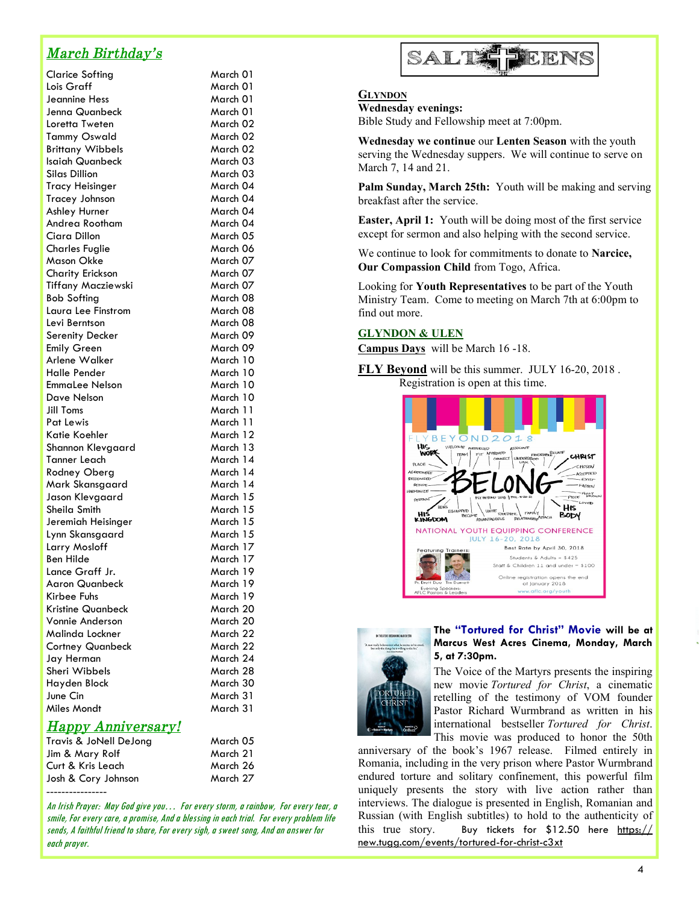## *March Birthday's*

| | |
|---|---|
| Clarice Softing | March 01 |
| Lois Graff | March 01 |
| Jeannine Hess | March 01 |
| Jenna Quanbeck | March 01 |
| Loretta Tweten | March 02 |
| Tammy Oswald | March 02 |
| Brittany Wibbels | March 02 |
| Isaiah Quanbeck | March 03 |
| Silas Dillion | March 03 |
| Tracy Heisinger | March 04 |
| Tracey Johnson | March 04 |
| Ashley Hurner | March 04 |
| Andrea Rootham | March 04 |
| Ciara Dillon | March 05 |
| Charles Fuglie | March 06 |
| Mason Okke | March 07 |
| Charity Erickson | March 07 |
| Tiffany Macziewski | March 07 |
| Bob Softing | March 08 |
| Laura Lee Finstrom | March 08 |
| Levi Berntson | March 08 |
| Serenity Decker | March 09 |
| Emily Green | March 09 |
| Arlene Walker | March 10 |
| Halle Pender | March 10 |
| EmmaLee Nelson | March 10 |
| Dave Nelson | March 10 |
| Jill Toms | March 11 |
| Pat Lewis | March 11 |
| Katie Koehler | March 12 |
| Shannon Klevgaard | March 13 |
| Tanner Leach | March 14 |
| Rodney Oberg | March 14 |
| Mark Skansgaard | March 14 |
| Jason Klevgaard | March 15 |
| Sheila Smith | March 15 |
| Jeremiah Heisinger | March 15 |
| Lynn Skansgaard | March 15 |
| Larry Mosloff | March 17 |
| Ben Hilde | March 17 |
| Lance Graff Jr. | March 19 |
| Aaron Quanbeck | March 19 |
| Kirbee Fuhs | March 19 |
| Kristine Quanbeck | March 20 |
| Vonnie Anderson | March 20 |
| Malinda Lockner | March 22 |
| Cortney Quanbeck | March 22 |
| Jay Herman | March 24 |
| Sheri Wibbels | March 28 |
| Hayden Block | March 30 |
| June Cin | March 31 |
| Miles Mondt | March 31 |

## *Happy Anniversary!*

| | |
|---|---|
| Travis & JoNell DeJong | March 05 |
| Jim & Mary Rolf | March 21 |
| Curt & Kris Leach | March 26 |
| Josh & Cory Johnson | March 27 |

----------------

*An Irish Prayer: May God give you… For every storm, a rainbow, For every tear, a smile, For every care, a promise, And a blessing in each trial. For every problem life sends, A faithful friend to share, For every sigh, a sweet song, And an answer for each prayer.*

## SALT TEENS

**GLYNDON**

**Wednesday evenings:**
Bible Study and Fellowship meet at 7:00pm.

**Wednesday we continue** our **Lenten Season** with the youth serving the Wednesday suppers. We will continue to serve on March 7, 14 and 21.

**Palm Sunday, March 25th:** Youth will be making and serving breakfast after the service.

**Easter, April 1:** Youth will be doing most of the first service except for sermon and also helping with the second service.

We continue to look for commitments to donate to **Narcice, Our Compassion Child** from Togo, Africa.

Looking for **Youth Representatives** to be part of the Youth Ministry Team. Come to meeting on March 7th at 6:00pm to find out more.

**GLYNDON & ULEN**

**Campus Days** will be March 16 -18.

**FLY Beyond** will be this summer. JULY 16-20, 2018 . Registration is open at this time.

FLYBEYOND2018
BELONG
NATIONAL YOUTH EQUIPPING CONFERENCE
JULY 16-20, 2018
Featuring Trainers:
Best Rate by April 30, 2018
Students & Adults = $425
Staff & Children 11 and under = $100
Online registration opens the end of January 2018
www.aflc.org/youth
Evening Speakers: AFLC Pastors & Leaders

**The "Tortured for Christ" Movie will be at Marcus West Acres Cinema, Monday, March 5, at 7:30pm.**

The Voice of the Martyrs presents the inspiring new movie *Tortured for Christ*, a cinematic retelling of the testimony of VOM founder Pastor Richard Wurmbrand as written in his international bestseller *Tortured for Christ*. This movie was produced to honor the 50th anniversary of the book's 1967 release. Filmed entirely in Romania, including in the very prison where Pastor Wurmbrand endured torture and solitary confinement, this powerful film uniquely presents the story with live action rather than interviews. The dialogue is presented in English, Romanian and Russian (with English subtitles) to hold to the authenticity of this true story. Buy tickets for $12.50 here https://new.tugg.com/events/tortured-for-christ-c3xt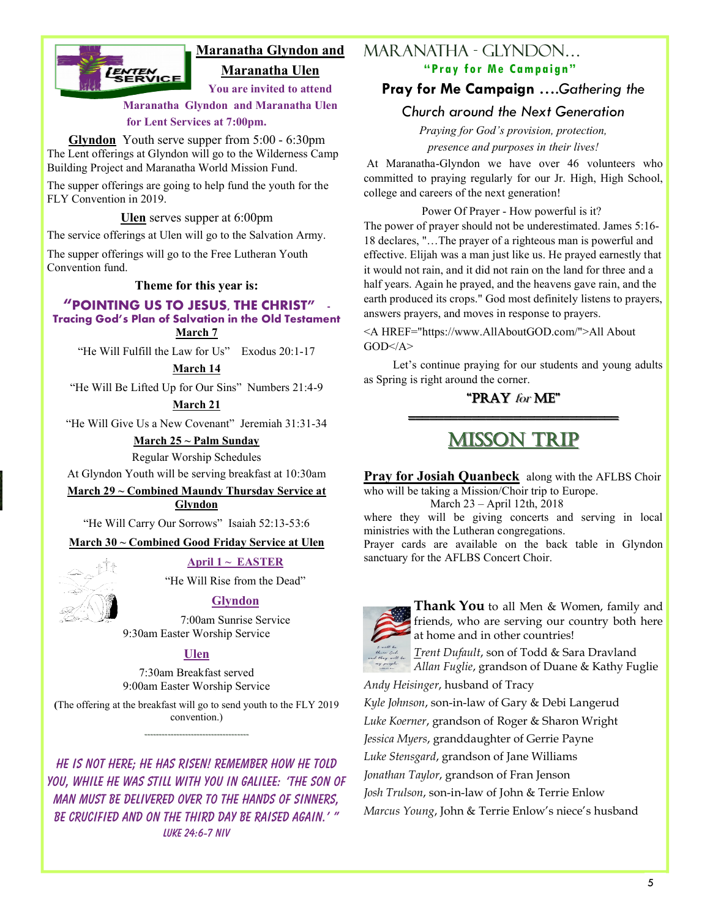## Maranatha Glyndon and Maranatha Ulen

**You are invited to attend Maranatha Glyndon and Maranatha Ulen for Lent Services at 7:00pm.**

**Glyndon** Youth serve supper from 5:00 - 6:30pm

The Lent offerings at Glyndon will go to the Wilderness Camp Building Project and Maranatha World Mission Fund.

The supper offerings are going to help fund the youth for the FLY Convention in 2019.

**Ulen** serves supper at 6:00pm

The service offerings at Ulen will go to the Salvation Army.

The supper offerings will go to the Free Lutheran Youth Convention fund.

**Theme for this year is:**

### "POINTING US TO JESUS, THE CHRIST" - Tracing God's Plan of Salvation in the Old Testament

**March 7**

"He Will Fulfill the Law for Us" Exodus 20:1-17

**March 14**

"He Will Be Lifted Up for Our Sins" Numbers 21:4-9

**March 21**

"He Will Give Us a New Covenant" Jeremiah 31:31-34

**March 25 ~ Palm Sunday**

Regular Worship Schedules

At Glyndon Youth will be serving breakfast at 10:30am

**March 29 ~ Combined Maundy Thursday Service at Glyndon**

"He Will Carry Our Sorrows" Isaiah 52:13-53:6

**March 30 ~ Combined Good Friday Service at Ulen**

**April 1 ~ EASTER**

"He Will Rise from the Dead"

**Glyndon**

7:00am Sunrise Service
9:30am Easter Worship Service

**Ulen**

7:30am Breakfast served
9:00am Easter Worship Service

(The offering at the breakfast will go to send youth to the FLY 2019 convention.)

---

*HE IS NOT HERE; HE HAS RISEN! REMEMBER HOW HE TOLD YOU, WHILE HE WAS STILL WITH YOU IN GALILEE: 'THE SON OF MAN MUST BE DELIVERED OVER TO THE HANDS OF SINNERS, BE CRUCIFIED AND ON THE THIRD DAY BE RAISED AGAIN.' "*
*LUKE 24:6-7 NIV*

## MARANATHA - GLYNDON…

**"Pray for Me Campaign"**

**Pray for Me Campaign ….*Gathering the Church around the Next Generation***

*Praying for God's provision, protection, presence and purposes in their lives!*

At Maranatha-Glyndon we have over 46 volunteers who committed to praying regularly for our Jr. High, High School, college and careers of the next generation!

Power Of Prayer - How powerful is it?

The power of prayer should not be underestimated. James 5:16-18 declares, "…The prayer of a righteous man is powerful and effective. Elijah was a man just like us. He prayed earnestly that it would not rain, and it did not rain on the land for three and a half years. Again he prayed, and the heavens gave rain, and the earth produced its crops." God most definitely listens to prayers, answers prayers, and moves in response to prayers.

<A HREF="https://www.AllAboutGOD.com/">All About GOD</A>

Let's continue praying for our students and young adults as Spring is right around the corner.

**"PRAY *for* ME"**

---

## MISSON TRIP

**Pray for Josiah Quanbeck** along with the AFLBS Choir who will be taking a Mission/Choir trip to Europe.

March 23 – April 12th, 2018

where they will be giving concerts and serving in local ministries with the Lutheran congregations.

Prayer cards are available on the back table in Glyndon sanctuary for the AFLBS Concert Choir.

**Thank You** to all Men & Women, family and friends, who are serving our country both here at home and in other countries!

*Trent Dufault*, son of Todd & Sara Dravland
*Allan Fuglie*, grandson of Duane & Kathy Fuglie
*Andy Heisinger*, husband of Tracy
*Kyle Johnson*, son-in-law of Gary & Debi Langerud
*Luke Koerner*, grandson of Roger & Sharon Wright
*Jessica Myers*, granddaughter of Gerrie Payne
*Luke Stensgard*, grandson of Jane Williams
*Jonathan Taylor*, grandson of Fran Jenson
*Josh Trulson*, son-in-law of John & Terrie Enlow
*Marcus Young*, John & Terrie Enlow's niece's husband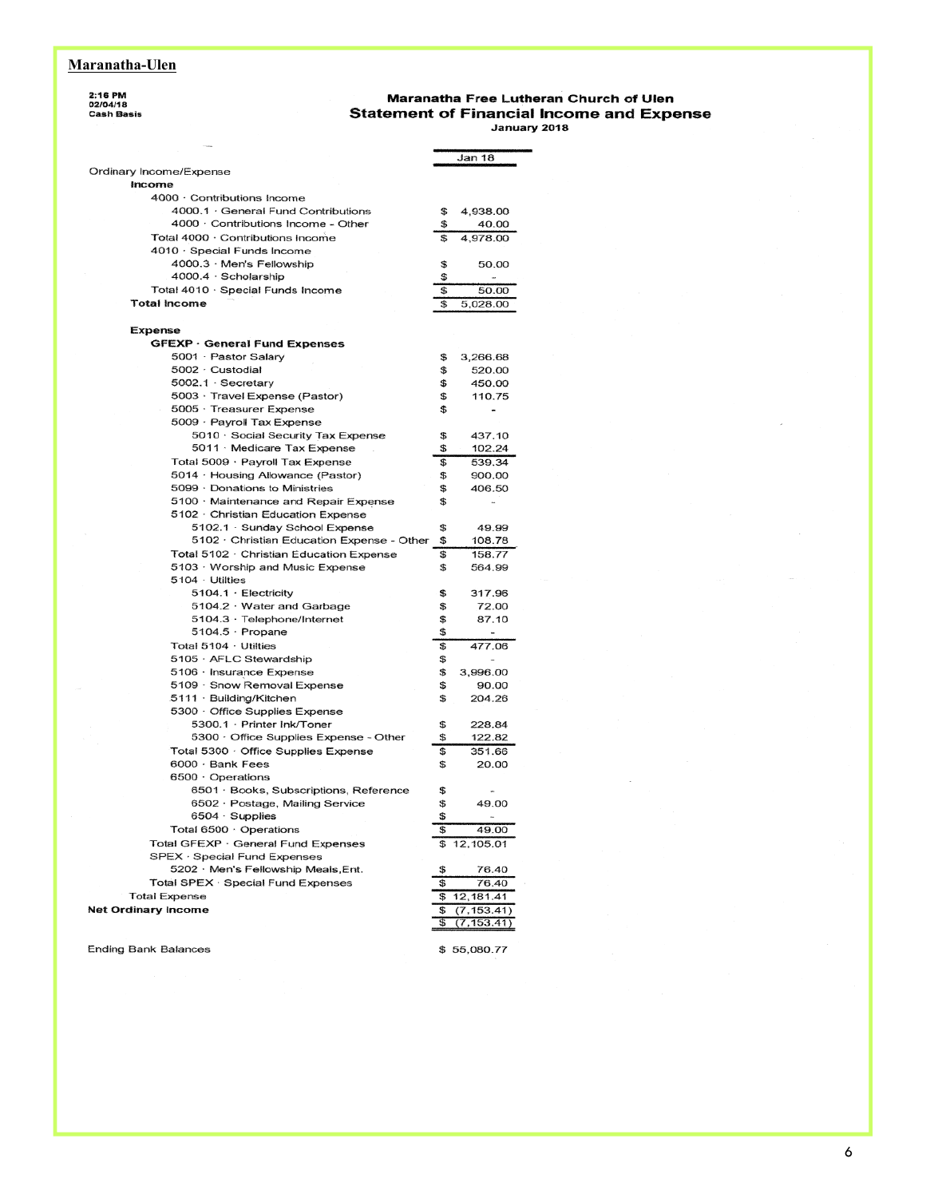**Maranatha-Ulen**

2:16 PM
02/04/18
Cash Basis

## Maranatha Free Lutheran Church of Ulen
## Statement of Financial Income and Expense
**January 2018**

| | Jan 18 |
|---|---|
| Ordinary Income/Expense | |
| **Income** | |
| 4000 · Contributions Income | |
| 4000.1 · General Fund Contributions | $ 4,938.00 |
| 4000 · Contributions Income - Other | $ 40.00 |
| Total 4000 · Contributions Income | $ 4,978.00 |
| 4010 · Special Funds Income | |
| 4000.3 · Men's Fellowship | $ 50.00 |
| 4000.4 · Scholarship | $ - |
| Total 4010 · Special Funds Income | $ 50.00 |
| **Total Income** | $ 5,028.00 |
| **Expense** | |
| **GFEXP · General Fund Expenses** | |
| 5001 · Pastor Salary | $ 3,266.68 |
| 5002 · Custodial | $ 520.00 |
| 5002.1 · Secretary | $ 450.00 |
| 5003 · Travel Expense (Pastor) | $ 110.75 |
| 5005 · Treasurer Expense | $ - |
| 5009 · Payroll Tax Expense | |
| 5010 · Social Security Tax Expense | $ 437.10 |
| 5011 · Medicare Tax Expense | $ 102.24 |
| Total 5009 · Payroll Tax Expense | $ 539.34 |
| 5014 · Housing Allowance (Pastor) | $ 900.00 |
| 5099 · Donations to Ministries | $ 406.50 |
| 5100 · Maintenance and Repair Expense | $ - |
| 5102 · Christian Education Expense | |
| 5102.1 · Sunday School Expense | $ 49.99 |
| 5102 · Christian Education Expense - Other | $ 108.78 |
| Total 5102 · Christian Education Expense | $ 158.77 |
| 5103 · Worship and Music Expense | $ 564.99 |
| 5104 · Utilties | |
| 5104.1 · Electricity | $ 317.96 |
| 5104.2 · Water and Garbage | $ 72.00 |
| 5104.3 · Telephone/Internet | $ 87.10 |
| 5104.5 · Propane | $ - |
| Total 5104 · Utilties | $ 477.06 |
| 5105 · AFLC Stewardship | $ - |
| 5106 · Insurance Expense | $ 3,996.00 |
| 5109 · Snow Removal Expense | $ 90.00 |
| 5111 · Building/Kitchen | $ 204.26 |
| 5300 · Office Supplies Expense | |
| 5300.1 · Printer Ink/Toner | $ 228.84 |
| 5300 · Office Supplies Expense - Other | $ 122.82 |
| Total 5300 · Office Supplies Expense | $ 351.66 |
| 6000 · Bank Fees | $ 20.00 |
| 6500 · Operations | |
| 6501 · Books, Subscriptions, Reference | $ - |
| 6502 · Postage, Mailing Service | $ 49.00 |
| 6504 · Supplies | $ - |
| Total 6500 · Operations | $ 49.00 |
| Total GFEXP · General Fund Expenses | $ 12,105.01 |
| SPEX · Special Fund Expenses | |
| 5202 · Men's Fellowship Meals,Ent. | $ 76.40 |
| Total SPEX · Special Fund Expenses | $ 76.40 |
| Total Expense | $ 12,181.41 |
| **Net Ordinary Income** | $ (7,153.41) |
| | $ (7,153.41) |
| Ending Bank Balances | $ 55,080.77 |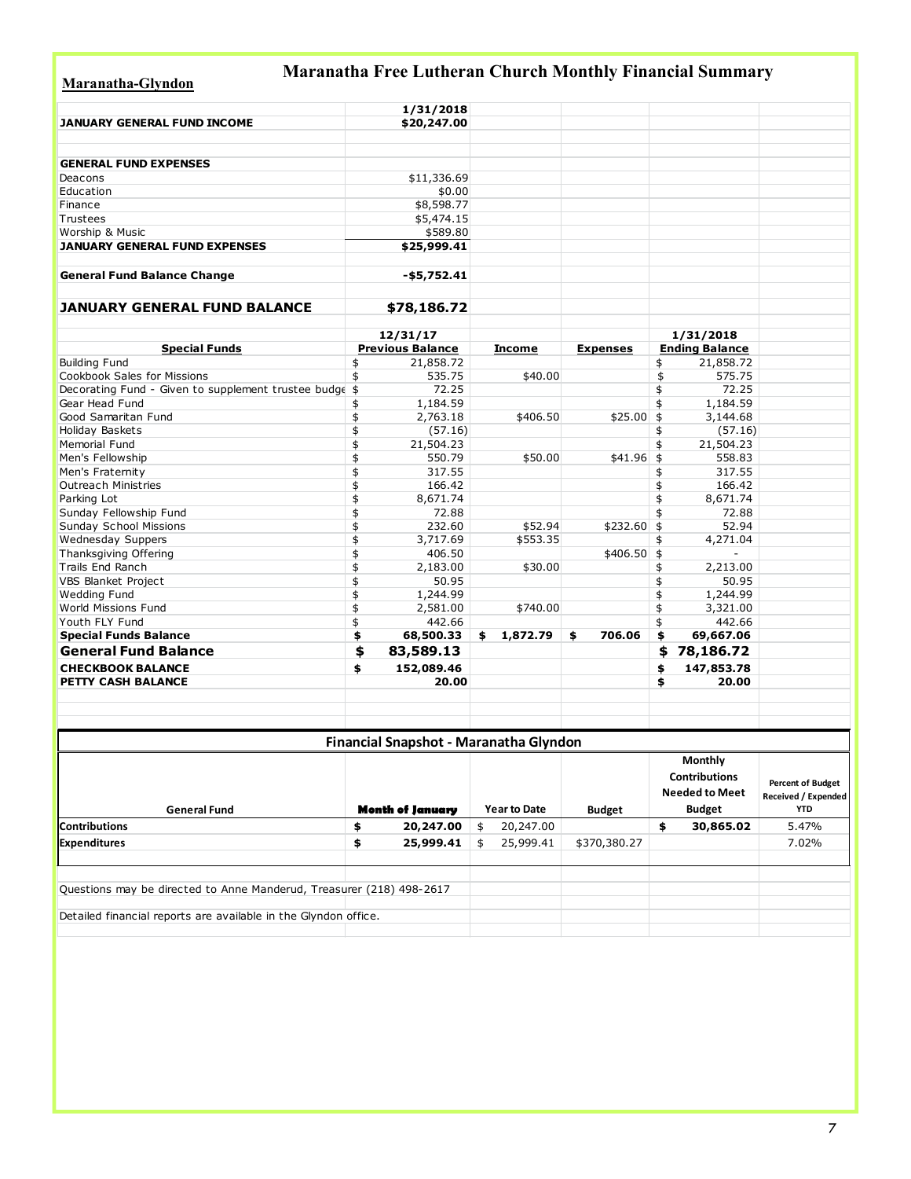**Maranatha-Glyndon**

# Maranatha Free Lutheran Church Monthly Financial Summary

| | 1/31/2018 |
|---|---|
| **JANUARY GENERAL FUND INCOME** | **$20,247.00** |
| | |
| **GENERAL FUND EXPENSES** | |
| Deacons | $11,336.69 |
| Education | $0.00 |
| Finance | $8,598.77 |
| Trustees | $5,474.15 |
| Worship & Music | $589.80 |
| **JANUARY GENERAL FUND EXPENSES** | **$25,999.41** |
| | |
| **General Fund Balance Change** | **-$5,752.41** |
| | |
| **JANUARY GENERAL FUND BALANCE** | **$78,186.72** |

| Special Funds | 12/31/17 Previous Balance | Income | Expenses | 1/31/2018 Ending Balance |
|---|---|---|---|---|
| Building Fund | $ 21,858.72 | | | $ 21,858.72 |
| Cookbook Sales for Missions | $ 535.75 | $40.00 | | $ 575.75 |
| Decorating Fund - Given to supplement trustee budge | $ 72.25 | | | $ 72.25 |
| Gear Head Fund | $ 1,184.59 | | | $ 1,184.59 |
| Good Samaritan Fund | $ 2,763.18 | $406.50 | $25.00 | $ 3,144.68 |
| Holiday Baskets | $ (57.16) | | | $ (57.16) |
| Memorial Fund | $ 21,504.23 | | | $ 21,504.23 |
| Men's Fellowship | $ 550.79 | $50.00 | $41.96 | $ 558.83 |
| Men's Fraternity | $ 317.55 | | | $ 317.55 |
| Outreach Ministries | $ 166.42 | | | $ 166.42 |
| Parking Lot | $ 8,671.74 | | | $ 8,671.74 |
| Sunday Fellowship Fund | $ 72.88 | | | $ 72.88 |
| Sunday School Missions | $ 232.60 | $52.94 | $232.60 | $ 52.94 |
| Wednesday Suppers | $ 3,717.69 | $553.35 | | $ 4,271.04 |
| Thanksgiving Offering | $ 406.50 | | $406.50 | $ - |
| Trails End Ranch | $ 2,183.00 | $30.00 | | $ 2,213.00 |
| VBS Blanket Project | $ 50.95 | | | $ 50.95 |
| Wedding Fund | $ 1,244.99 | | | $ 1,244.99 |
| World Missions Fund | $ 2,581.00 | $740.00 | | $ 3,321.00 |
| Youth FLY Fund | $ 442.66 | | | $ 442.66 |
| **Special Funds Balance** | **$ 68,500.33** | **$ 1,872.79** | **$ 706.06** | **$ 69,667.06** |
| **General Fund Balance** | **$ 83,589.13** | | | **$ 78,186.72** |
| **CHECKBOOK BALANCE** | **$ 152,089.46** | | | **$ 147,853.78** |
| **PETTY CASH BALANCE** | **20.00** | | | **$ 20.00** |

## Financial Snapshot - Maranatha Glyndon

| General Fund | Month of January | Year to Date | Budget | Monthly Contributions Needed to Meet Budget | Percent of Budget Received / Expended YTD |
|---|---|---|---|---|---|
| **Contributions** | **$ 20,247.00** | $ 20,247.00 | | **$ 30,865.02** | 5.47% |
| **Expenditures** | **$ 25,999.41** | $ 25,999.41 | $370,380.27 | | 7.02% |

Questions may be directed to Anne Manderud, Treasurer (218) 498-2617

Detailed financial reports are available in the Glyndon office.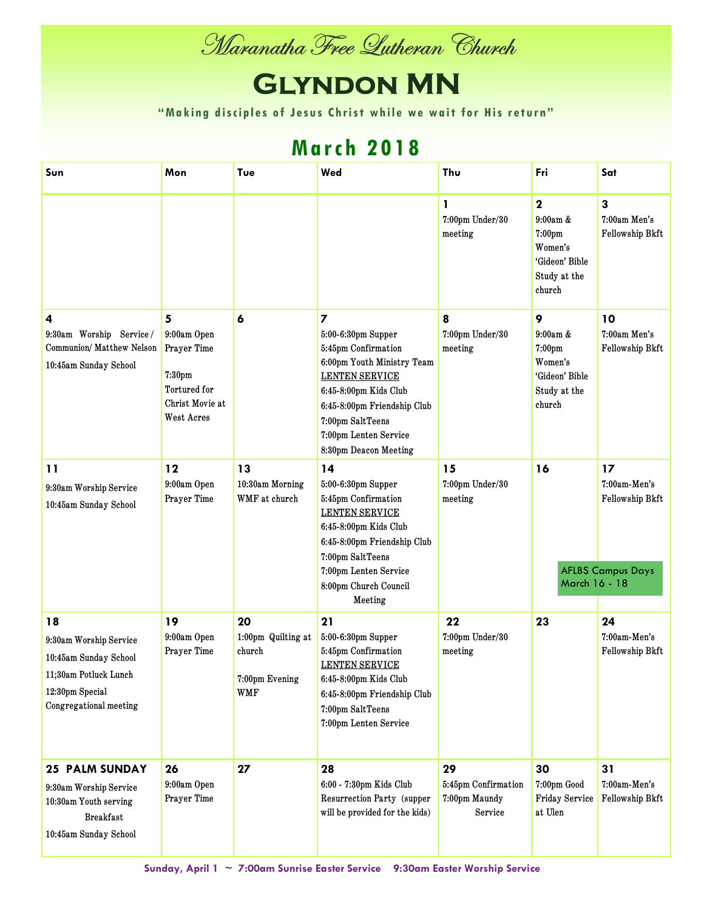# Maranatha Free Lutheran Church

# Glyndon MN

**"Making disciples of Jesus Christ while we wait for His return"**

## March 2018

| Sun | Mon | Tue | Wed | Thu | Fri | Sat |
|---|---|---|---|---|---|---|
| | | | | **1**<br>7:00pm Under/30 meeting | **2**<br>9:00am & 7:00pm Women's 'Gideon' Bible Study at the church | **3**<br>7:00am Men's Fellowship Bkft |
| **4**<br>9:30am Worship Service / Communion/ Matthew Nelson<br>10:45am Sunday School | **5**<br>9:00am Open Prayer Time<br>7:30pm Tortured for Christ Movie at West Acres | **6** | **7**<br>5:00-6:30pm Supper<br>5:45pm Confirmation<br>6:00pm Youth Ministry Team<br>LENTEN SERVICE<br>6:45-8:00pm Kids Club<br>6:45-8:00pm Friendship Club<br>7:00pm SaltTeens<br>7:00pm Lenten Service<br>8:30pm Deacon Meeting | **8**<br>7:00pm Under/30 meeting | **9**<br>9:00am & 7:00pm Women's 'Gideon' Bible Study at the church | **10**<br>7:00am Men's Fellowship Bkft |
| **11**<br>9:30am Worship Service<br>10:45am Sunday School | **12**<br>9:00am Open Prayer Time | **13**<br>10:30am Morning WMF at church | **14**<br>5:00-6:30pm Supper<br>5:45pm Confirmation<br>LENTEN SERVICE<br>6:45-8:00pm Kids Club<br>6:45-8:00pm Friendship Club<br>7:00pm SaltTeens<br>7:00pm Lenten Service<br>8:00pm Church Council Meeting | **15**<br>7:00pm Under/30 meeting | **16**<br>AFLBS Campus Days March 16 - 18 | **17**<br>7:00am-Men's Fellowship Bkft |
| **18**<br>9:30am Worship Service<br>10:45am Sunday School<br>11;30am Potluck Lunch<br>12:30pm Special Congregational meeting | **19**<br>9:00am Open Prayer Time | **20**<br>1:00pm Quilting at church<br>7:00pm Evening WMF | **21**<br>5:00-6:30pm Supper<br>5:45pm Confirmation<br>LENTEN SERVICE<br>6:45-8:00pm Kids Club<br>6:45-8:00pm Friendship Club<br>7:00pm SaltTeens<br>7:00pm Lenten Service | **22**<br>7:00pm Under/30 meeting | **23** | **24**<br>7:00am-Men's Fellowship Bkft |
| **25 PALM SUNDAY**<br>9:30am Worship Service<br>10:30am Youth serving Breakfast<br>10:45am Sunday School | **26**<br>9:00am Open Prayer Time | **27** | **28**<br>6:00 - 7:30pm Kids Club Resurrection Party (supper will be provided for the kids) | **29**<br>5:45pm Confirmation<br>7:00pm Maundy Service | **30**<br>7:00pm Good Friday Service at Ulen | **31**<br>7:00am-Men's Fellowship Bkft |

**Sunday, April 1 ~ 7:00am Sunrise Easter Service 9:30am Easter Worship Service**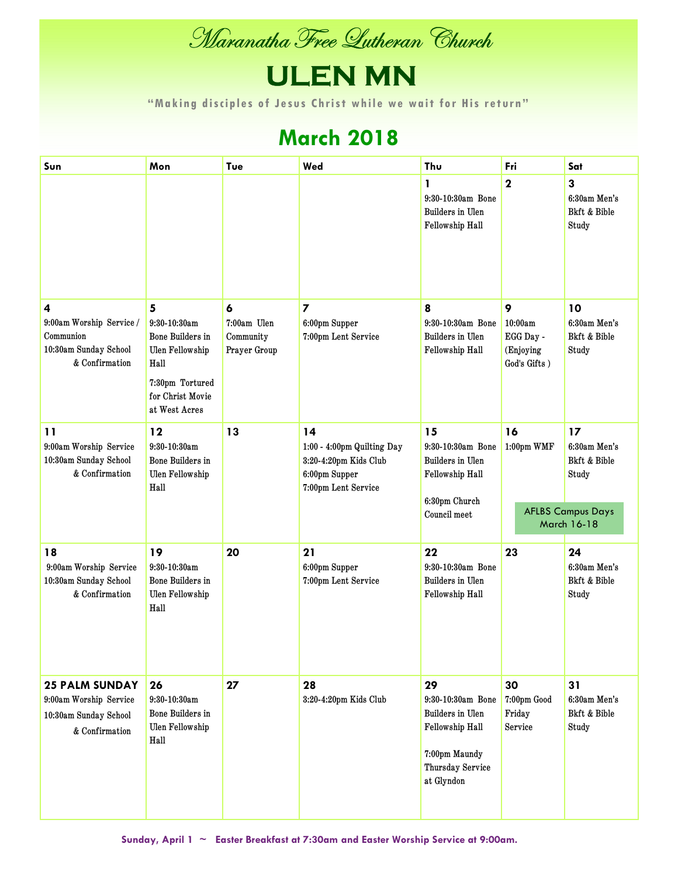# Maranatha Free Lutheran Church

# ULEN MN

**"Making disciples of Jesus Christ while we wait for His return"**

## March 2018

| Sun | Mon | Tue | Wed | Thu | Fri | Sat |
|---|---|---|---|---|---|---|
| | | | | **1** 9:30-10:30am Bone Builders in Ulen Fellowship Hall | **2** | **3** 6:30am Men's Bkft & Bible Study |
| **4** 9:00am Worship Service / Communion 10:30am Sunday School & Confirmation | **5** 9:30-10:30am Bone Builders in Ulen Fellowship Hall 7:30pm Tortured for Christ Movie at West Acres | **6** 7:00am Ulen Community Prayer Group | **7** 6:00pm Supper 7:00pm Lent Service | **8** 9:30-10:30am Bone Builders in Ulen Fellowship Hall | **9** 10:00am EGG Day - (Enjoying God's Gifts ) | **10** 6:30am Men's Bkft & Bible Study |
| **11** 9:00am Worship Service 10:30am Sunday School & Confirmation | **12** 9:30-10:30am Bone Builders in Ulen Fellowship Hall | **13** | **14** 1:00 - 4:00pm Quilting Day 3:20-4:20pm Kids Club 6:00pm Supper 7:00pm Lent Service | **15** 9:30-10:30am Bone Builders in Ulen Fellowship Hall 6:30pm Church Council meet | **16** 1:00pm WMF AFLBS Campus Days March 16-18 | **17** 6:30am Men's Bkft & Bible Study |
| **18** 9:00am Worship Service 10:30am Sunday School & Confirmation | **19** 9:30-10:30am Bone Builders in Ulen Fellowship Hall | **20** | **21** 6:00pm Supper 7:00pm Lent Service | **22** 9:30-10:30am Bone Builders in Ulen Fellowship Hall | **23** | **24** 6:30am Men's Bkft & Bible Study |
| **25 PALM SUNDAY** 9:00am Worship Service 10:30am Sunday School & Confirmation | **26** 9:30-10:30am Bone Builders in Ulen Fellowship Hall | **27** | **28** 3:20-4:20pm Kids Club | **29** 9:30-10:30am Bone Builders in Ulen Fellowship Hall 7:00pm Maundy Thursday Service at Glyndon | **30** 7:00pm Good Friday Service | **31** 6:30am Men's Bkft & Bible Study |

**Sunday, April 1 ~ Easter Breakfast at 7:30am and Easter Worship Service at 9:00am.**